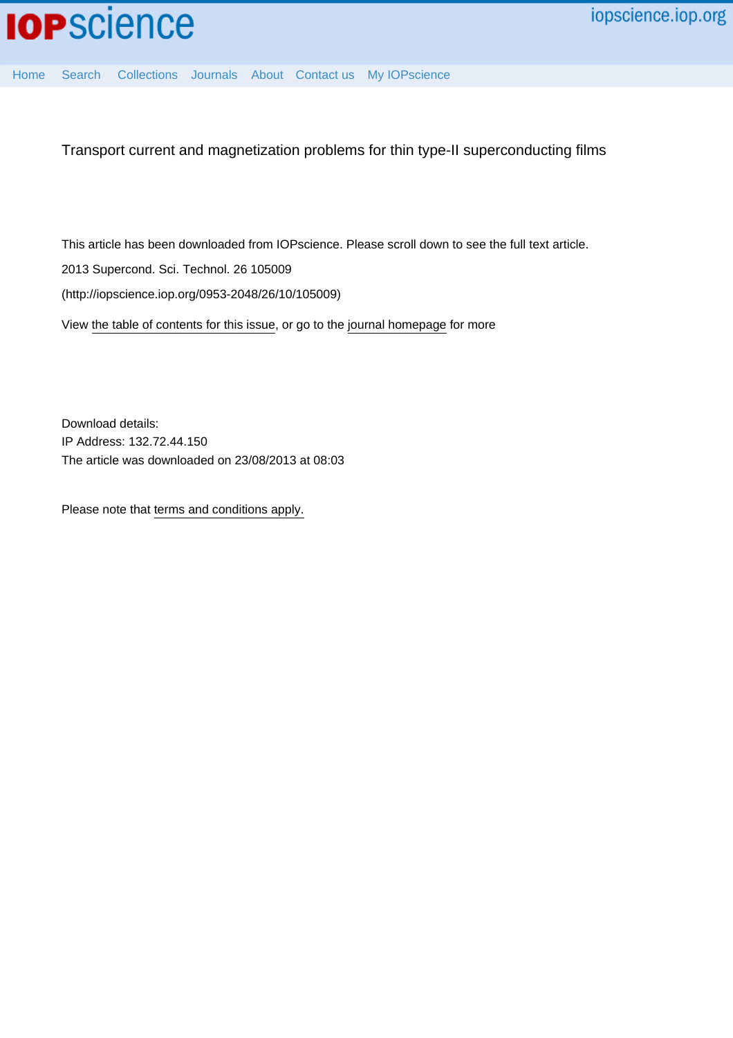# Transport current and magnetization problems for thin type-II superconducting films

This article has been downloaded from IOPscience. Please scroll down to see the full text article.

2013 Supercond. Sci. Technol. 26 105009

(http://iopscience.iop.org/0953-2048/26/10/105009)

View the table of contents for this issue, or go to the journal homepage for more

Download details:
IP Address: 132.72.44.150
The article was downloaded on 23/08/2013 at 08:03

Please note that terms and conditions apply.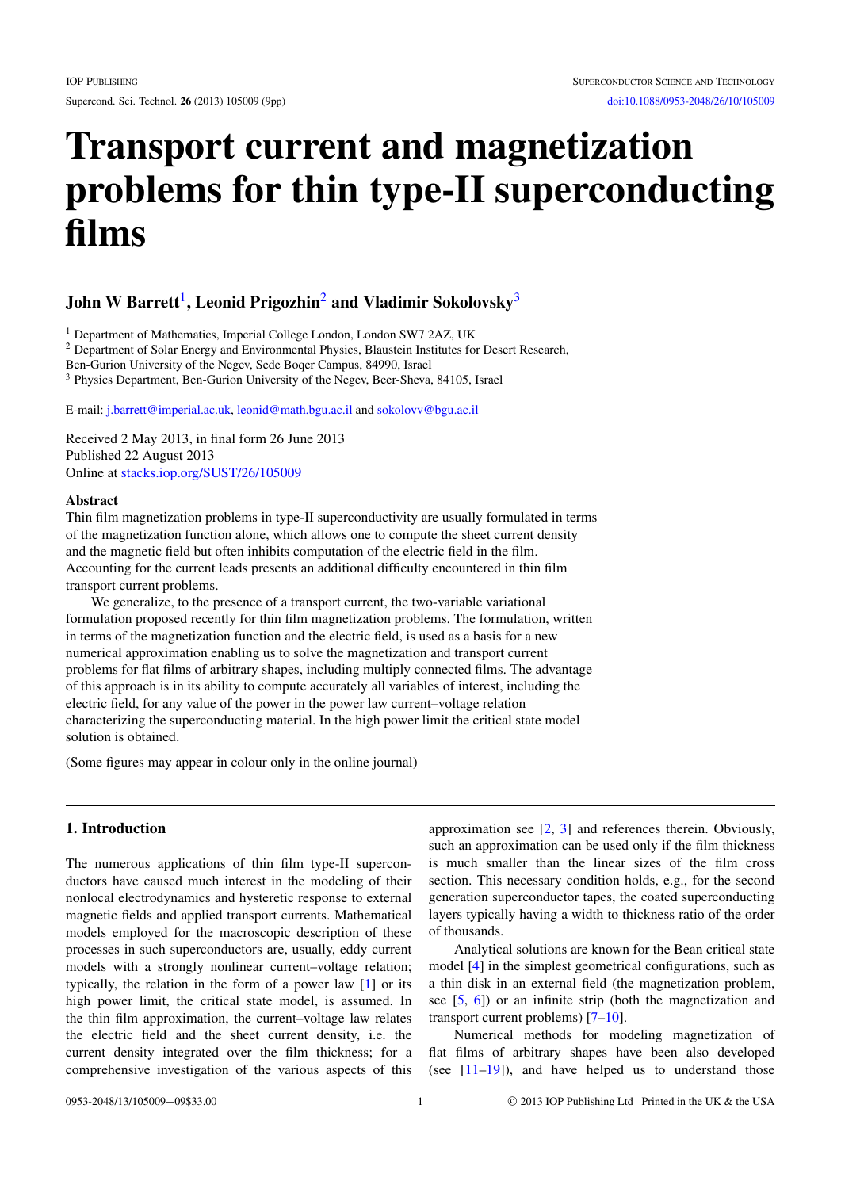# Transport current and magnetization problems for thin type-II superconducting films

## John W Barrett[1], Leonid Prigozhin[2] and Vladimir Sokolovsky[3]

[1] Department of Mathematics, Imperial College London, London SW7 2AZ, UK
[2] Department of Solar Energy and Environmental Physics, Blaustein Institutes for Desert Research, Ben-Gurion University of the Negev, Sede Boqer Campus, 84990, Israel
[3] Physics Department, Ben-Gurion University of the Negev, Beer-Sheva, 84105, Israel

E-mail: j.barrett@imperial.ac.uk, leonid@math.bgu.ac.il and sokolovv@bgu.ac.il

Received 2 May 2013, in final form 26 June 2013
Published 22 August 2013
Online at stacks.iop.org/SUST/26/105009

### Abstract

Thin film magnetization problems in type-II superconductivity are usually formulated in terms of the magnetization function alone, which allows one to compute the sheet current density and the magnetic field but often inhibits computation of the electric field in the film. Accounting for the current leads presents an additional difficulty encountered in thin film transport current problems.

We generalize, to the presence of a transport current, the two-variable variational formulation proposed recently for thin film magnetization problems. The formulation, written in terms of the magnetization function and the electric field, is used as a basis for a new numerical approximation enabling us to solve the magnetization and transport current problems for flat films of arbitrary shapes, including multiply connected films. The advantage of this approach is in its ability to compute accurately all variables of interest, including the electric field, for any value of the power in the power law current–voltage relation characterizing the superconducting material. In the high power limit the critical state model solution is obtained.

(Some figures may appear in colour only in the online journal)

## 1. Introduction

The numerous applications of thin film type-II superconductors have caused much interest in the modeling of their nonlocal electrodynamics and hysteretic response to external magnetic fields and applied transport currents. Mathematical models employed for the macroscopic description of these processes in such superconductors are, usually, eddy current models with a strongly nonlinear current–voltage relation; typically, the relation in the form of a power law [1] or its high power limit, the critical state model, is assumed. In the thin film approximation, the current–voltage law relates the electric field and the sheet current density, i.e. the current density integrated over the film thickness; for a comprehensive investigation of the various aspects of this approximation see [2, 3] and references therein. Obviously, such an approximation can be used only if the film thickness is much smaller than the linear sizes of the film cross section. This necessary condition holds, e.g., for the second generation superconductor tapes, the coated superconducting layers typically having a width to thickness ratio of the order of thousands.

Analytical solutions are known for the Bean critical state model [4] in the simplest geometrical configurations, such as a thin disk in an external field (the magnetization problem, see [5, 6]) or an infinite strip (both the magnetization and transport current problems) [7–10].

Numerical methods for modeling magnetization of flat films of arbitrary shapes have been also developed (see [11–19]), and have helped us to understand those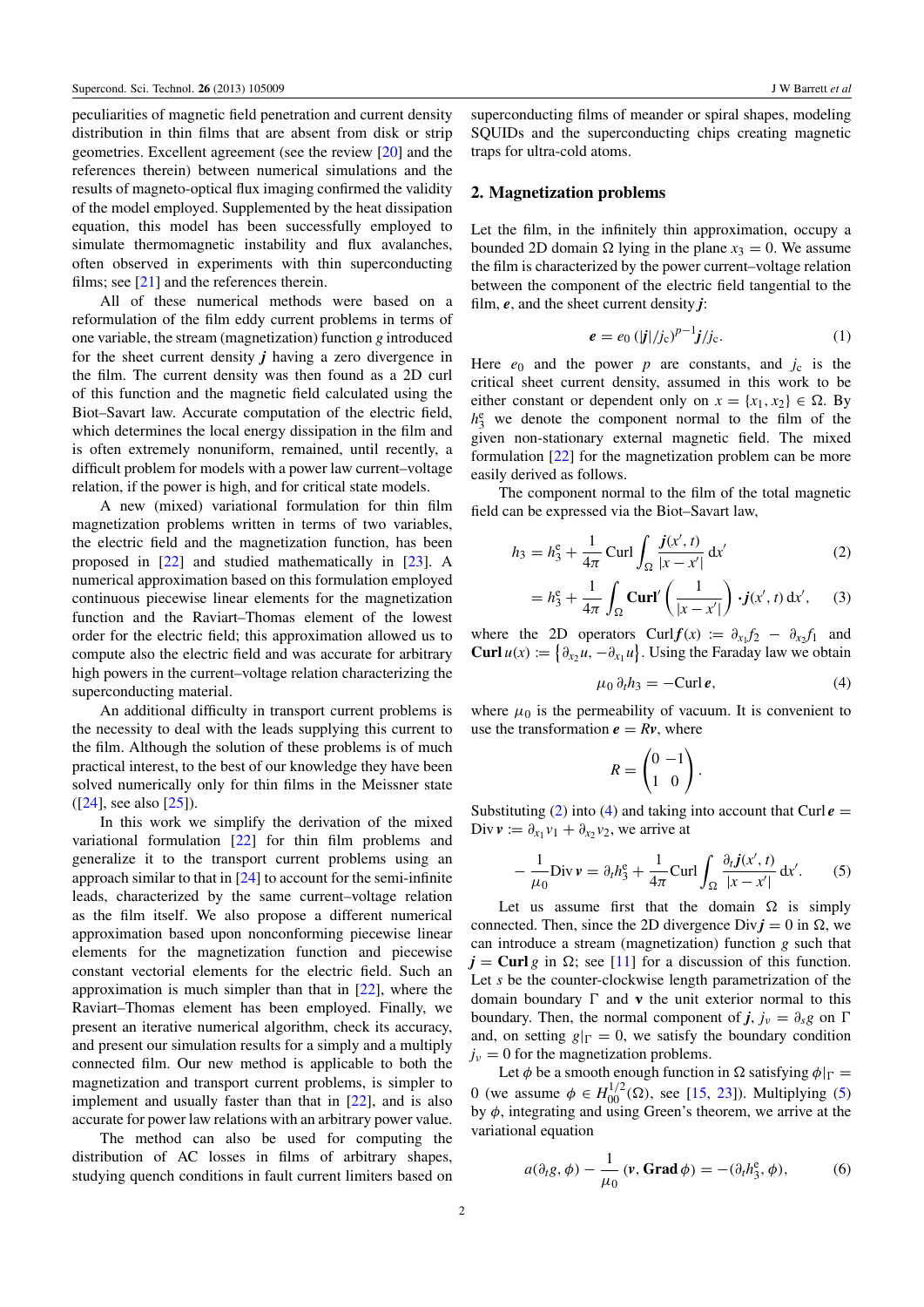peculiarities of magnetic field penetration and current density distribution in thin films that are absent from disk or strip geometries. Excellent agreement (see the review [20] and the references therein) between numerical simulations and the results of magneto-optical flux imaging confirmed the validity of the model employed. Supplemented by the heat dissipation equation, this model has been successfully employed to simulate thermomagnetic instability and flux avalanches, often observed in experiments with thin superconducting films; see [21] and the references therein.

All of these numerical methods were based on a reformulation of the film eddy current problems in terms of one variable, the stream (magnetization) function $g$ introduced for the sheet current density $\boldsymbol{j}$ having a zero divergence in the film. The current density was then found as a 2D curl of this function and the magnetic field calculated using the Biot–Savart law. Accurate computation of the electric field, which determines the local energy dissipation in the film and is often extremely nonuniform, remained, until recently, a difficult problem for models with a power law current–voltage relation, if the power is high, and for critical state models.

A new (mixed) variational formulation for thin film magnetization problems written in terms of two variables, the electric field and the magnetization function, has been proposed in [22] and studied mathematically in [23]. A numerical approximation based on this formulation employed continuous piecewise linear elements for the magnetization function and the Raviart–Thomas element of the lowest order for the electric field; this approximation allowed us to compute also the electric field and was accurate for arbitrary high powers in the current–voltage relation characterizing the superconducting material.

An additional difficulty in transport current problems is the necessity to deal with the leads supplying this current to the film. Although the solution of these problems is of much practical interest, to the best of our knowledge they have been solved numerically only for thin films in the Meissner state ([24], see also [25]).

In this work we simplify the derivation of the mixed variational formulation [22] for thin film problems and generalize it to the transport current problems using an approach similar to that in [24] to account for the semi-infinite leads, characterized by the same current–voltage relation as the film itself. We also propose a different numerical approximation based upon nonconforming piecewise linear elements for the magnetization function and piecewise constant vectorial elements for the electric field. Such an approximation is much simpler than that in [22], where the Raviart–Thomas element has been employed. Finally, we present an iterative numerical algorithm, check its accuracy, and present our simulation results for a simply and a multiply connected film. Our new method is applicable to both the magnetization and transport current problems, is simpler to implement and usually faster than that in [22], and is also accurate for power law relations with an arbitrary power value.

The method can also be used for computing the distribution of AC losses in films of arbitrary shapes, studying quench conditions in fault current limiters based on superconducting films of meander or spiral shapes, modeling SQUIDs and the superconducting chips creating magnetic traps for ultra-cold atoms.

## 2. Magnetization problems

Let the film, in the infinitely thin approximation, occupy a bounded 2D domain $\Omega$ lying in the plane $x_3 = 0$. We assume the film is characterized by the power current–voltage relation between the component of the electric field tangential to the film, $\boldsymbol{e}$, and the sheet current density $\boldsymbol{j}$:

$$\boldsymbol{e} = e_0 \left(|\boldsymbol{j}|/j_c\right)^{p-1} \boldsymbol{j}/j_c. \tag{1}$$

Here $e_0$ and the power $p$ are constants, and $j_c$ is the critical sheet current density, assumed in this work to be either constant or dependent only on $x = \{x_1, x_2\} \in \Omega$. By $h_3^e$ we denote the component normal to the film of the given non-stationary external magnetic field. The mixed formulation [22] for the magnetization problem can be more easily derived as follows.

The component normal to the film of the total magnetic field can be expressed via the Biot–Savart law,

$$h_3 = h_3^e + \frac{1}{4\pi} \operatorname{Curl} \int_\Omega \frac{\boldsymbol{j}(x', t)}{|x - x'|} \, dx' \tag{2}$$

$$= h_3^e + \frac{1}{4\pi} \int_\Omega \mathbf{Curl}' \left( \frac{1}{|x - x'|} \right) \boldsymbol{\cdot} \boldsymbol{j}(x', t) \, dx', \tag{3}$$

where the 2D operators $\operatorname{Curl} \boldsymbol{f}(x) := \partial_{x_1} f_2 - \partial_{x_2} f_1$ and $\mathbf{Curl}\, u(x) := \left\{\partial_{x_2} u, -\partial_{x_1} u\right\}$. Using the Faraday law we obtain

$$\mu_0 \, \partial_t h_3 = -\operatorname{Curl} \boldsymbol{e}, \tag{4}$$

where $\mu_0$ is the permeability of vacuum. It is convenient to use the transformation $\boldsymbol{e} = R\boldsymbol{v}$, where

$$R = \begin{pmatrix} 0 & -1 \\ 1 & 0 \end{pmatrix}.$$

Substituting (2) into (4) and taking into account that $\operatorname{Curl} \boldsymbol{e} = \operatorname{Div} \boldsymbol{v} := \partial_{x_1} v_1 + \partial_{x_2} v_2$, we arrive at

$$-\frac{1}{\mu_0} \operatorname{Div} \boldsymbol{v} = \partial_t h_3^e + \frac{1}{4\pi} \operatorname{Curl} \int_\Omega \frac{\partial_t \boldsymbol{j}(x', t)}{|x - x'|} \, dx'. \tag{5}$$

Let us assume first that the domain $\Omega$ is simply connected. Then, since the 2D divergence $\operatorname{Div} \boldsymbol{j} = 0$ in $\Omega$, we can introduce a stream (magnetization) function $g$ such that $\boldsymbol{j} = \mathbf{Curl}\, g$ in $\Omega$; see [11] for a discussion of this function. Let $s$ be the counter-clockwise length parametrization of the domain boundary $\Gamma$ and $\boldsymbol{\nu}$ the unit exterior normal to this boundary. Then, the normal component of $\boldsymbol{j}$, $j_\nu = \partial_s g$ on $\Gamma$ and, on setting $g|_\Gamma = 0$, we satisfy the boundary condition $j_\nu = 0$ for the magnetization problems.

Let $\phi$ be a smooth enough function in $\Omega$ satisfying $\phi|_\Gamma = 0$ (we assume $\phi \in H_{00}^{1/2}(\Omega)$, see [15, 23]). Multiplying (5) by $\phi$, integrating and using Green's theorem, we arrive at the variational equation

$$a(\partial_t g, \phi) - \frac{1}{\mu_0} \left(\boldsymbol{v}, \mathbf{Grad}\, \phi\right) = -(\partial_t h_3^e, \phi), \tag{6}$$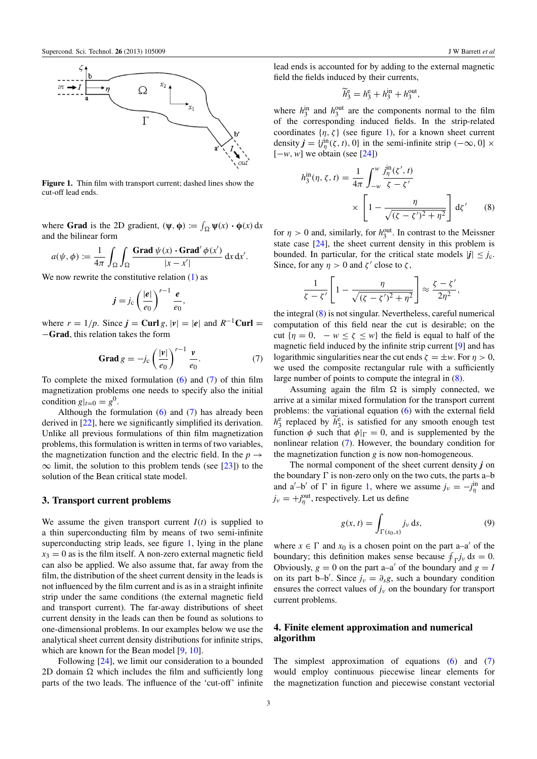Figure 1. Thin film with transport current; dashed lines show the cut-off lead ends.

where **Grad** is the 2D gradient, $(\psi, \phi) := \int_\Omega \psi(x)\cdot\phi(x)\,\mathrm{d}x$ and the bilinear form

$$a(\psi,\phi) := \frac{1}{4\pi}\int_\Omega\int_\Omega \frac{\mathbf{Grad}\,\psi(x)\cdot\mathbf{Grad}'\,\phi(x')}{|x-x'|}\,\mathrm{d}x\,\mathrm{d}x'.$$

We now rewrite the constitutive relation (1) as

$$\boldsymbol{j} = j_c\left(\frac{|\boldsymbol{e}|}{e_0}\right)^{r-1}\frac{\boldsymbol{e}}{e_0},$$

where $r = 1/p$. Since $\boldsymbol{j} = \mathbf{Curl}\,g$, $|\boldsymbol{v}| = |\boldsymbol{e}|$ and $R^{-1}\mathbf{Curl} = -\mathbf{Grad}$, this relation takes the form

$$\mathbf{Grad}\,g = -j_c\left(\frac{|\boldsymbol{v}|}{e_0}\right)^{r-1}\frac{\boldsymbol{v}}{e_0}. \tag{7}$$

To complete the mixed formulation (6) and (7) of thin film magnetization problems one needs to specify also the initial condition $g|_{t=0} = g^0$.

Although the formulation (6) and (7) has already been derived in [22], here we significantly simplified its derivation. Unlike all previous formulations of thin film magnetization problems, this formulation is written in terms of two variables, the magnetization function and the electric field. In the $p \to \infty$ limit, the solution to this problem tends (see [23]) to the solution of the Bean critical state model.

## 3. Transport current problems

We assume the given transport current $I(t)$ is supplied to a thin superconducting film by means of two semi-infinite superconducting strip leads, see figure 1, lying in the plane $x_3 = 0$ as is the film itself. A non-zero external magnetic field can also be applied. We also assume that, far away from the film, the distribution of the sheet current density in the leads is not influenced by the film current and is as in a straight infinite strip under the same conditions (the external magnetic field and transport current). The far-away distributions of sheet current density in the leads can then be found as solutions to one-dimensional problems. In our examples below we use the analytical sheet current density distributions for infinite strips, which are known for the Bean model [9, 10].

Following [24], we limit our consideration to a bounded 2D domain $\Omega$ which includes the film and sufficiently long parts of the two leads. The influence of the 'cut-off' infinite lead ends is accounted for by adding to the external magnetic field the fields induced by their currents,

$$\widetilde{h}_3^{\mathrm{e}} = h_3^{\mathrm{e}} + h_3^{\mathrm{in}} + h_3^{\mathrm{out}},$$

where $h_3^{\mathrm{in}}$ and $h_3^{\mathrm{out}}$ are the components normal to the film of the corresponding induced fields. In the strip-related coordinates $\{\eta,\zeta\}$ (see figure 1), for a known sheet current density $\boldsymbol{j} = \{j_\eta^{\mathrm{in}}(\zeta,t), 0\}$ in the semi-infinite strip $(-\infty, 0]\times[-w, w]$ we obtain (see [24])

$$h_3^{\mathrm{in}}(\eta,\zeta,t) = \frac{1}{4\pi}\int_{-w}^{w}\frac{j_\eta^{\mathrm{in}}(\zeta',t)}{\zeta-\zeta'}\times\left[1-\frac{\eta}{\sqrt{(\zeta-\zeta')^2+\eta^2}}\right]\mathrm{d}\zeta' \tag{8}$$

for $\eta > 0$ and, similarly, for $h_3^{\mathrm{out}}$. In contrast to the Meissner state case [24], the sheet current density in this problem is bounded. In particular, for the critical state models $|\boldsymbol{j}| \le j_c$. Since, for any $\eta > 0$ and $\zeta'$ close to $\zeta$,

$$\frac{1}{\zeta-\zeta'}\left[1-\frac{\eta}{\sqrt{(\zeta-\zeta')^2+\eta^2}}\right]\approx\frac{\zeta-\zeta'}{2\eta^2},$$

the integral (8) is not singular. Nevertheless, careful numerical computation of this field near the cut is desirable; on the cut $\{\eta = 0,\ -w \le \zeta \le w\}$ the field is equal to half of the magnetic field induced by the infinite strip current [9] and has logarithmic singularities near the cut ends $\zeta = \pm w$. For $\eta > 0$, we used the composite rectangular rule with a sufficiently large number of points to compute the integral in (8).

Assuming again the film $\Omega$ is simply connected, we arrive at a similar mixed formulation for the transport current problems: the variational equation (6) with the external field $h_3^{\mathrm{e}}$ replaced by $\widetilde{h}_3^{\mathrm{e}}$, is satisfied for any smooth enough test function $\phi$ such that $\phi|_\Gamma = 0$, and is supplemented by the nonlinear relation (7). However, the boundary condition for the magnetization function $g$ is now non-homogeneous.

The normal component of the sheet current density $\boldsymbol{j}$ on the boundary $\Gamma$ is non-zero only on the two cuts, the parts a–b and a′–b′ of $\Gamma$ in figure 1, where we assume $j_\nu = -j_\eta^{\mathrm{in}}$ and $j_\nu = +j_\eta^{\mathrm{out}}$, respectively. Let us define

$$g(x,t) = \int_{\Gamma(x_0,x)} j_\nu\,\mathrm{d}s, \tag{9}$$

where $x \in \Gamma$ and $x_0$ is a chosen point on the part a–a′ of the boundary; this definition makes sense because $\oint_\Gamma j_\nu\,\mathrm{d}s = 0$. Obviously, $g = 0$ on the part a–a′ of the boundary and $g = I$ on its part b–b′. Since $j_\nu = \partial_s g$, such a boundary condition ensures the correct values of $j_\nu$ on the boundary for transport current problems.

## 4. Finite element approximation and numerical algorithm

The simplest approximation of equations (6) and (7) would employ continuous piecewise linear elements for the magnetization function and piecewise constant vectorial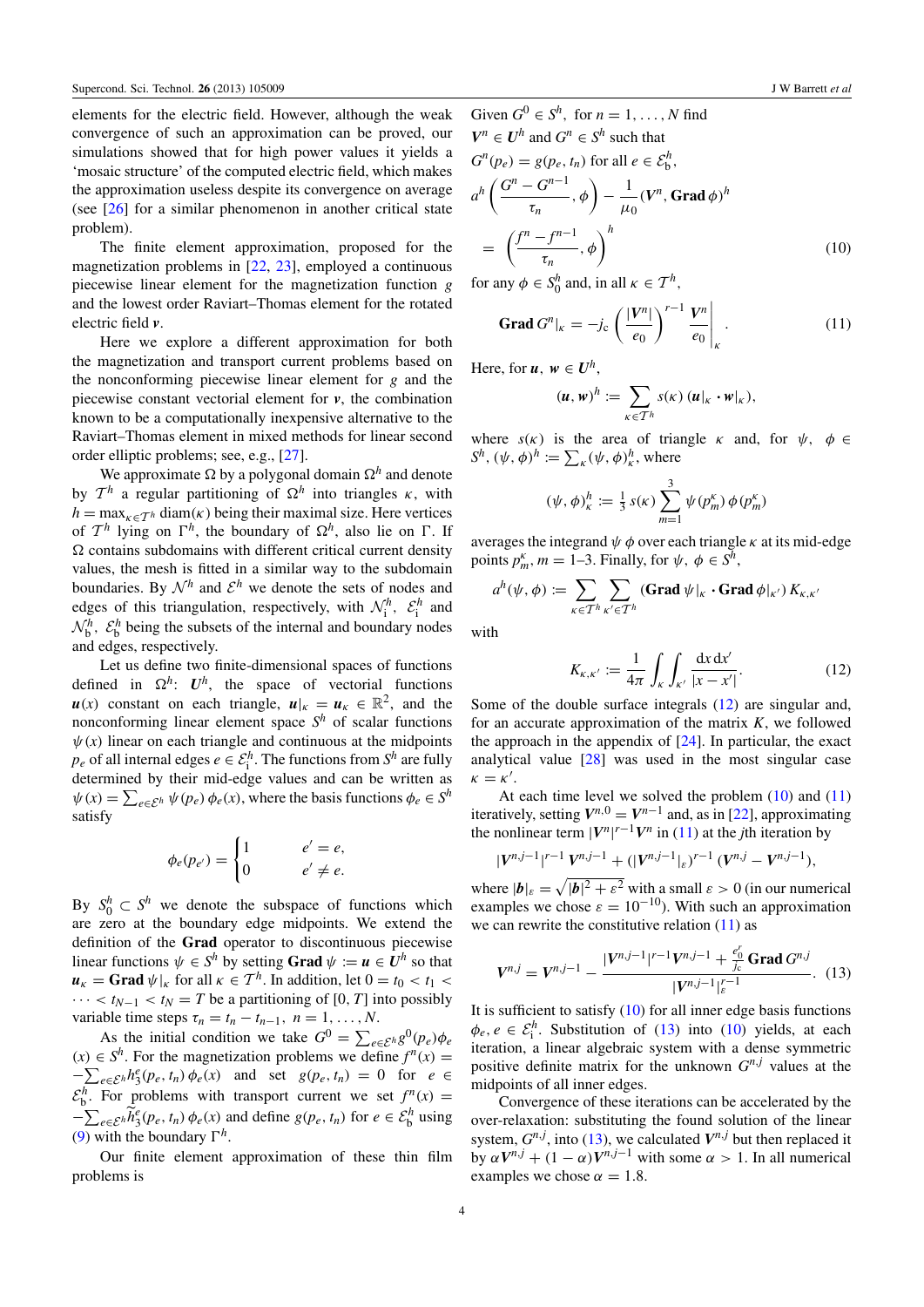elements for the electric field. However, although the weak convergence of such an approximation can be proved, our simulations showed that for high power values it yields a 'mosaic structure' of the computed electric field, which makes the approximation useless despite its convergence on average (see [26] for a similar phenomenon in another critical state problem).

The finite element approximation, proposed for the magnetization problems in [22, 23], employed a continuous piecewise linear element for the magnetization function $g$ and the lowest order Raviart–Thomas element for the rotated electric field $\boldsymbol{v}$.

Here we explore a different approximation for both the magnetization and transport current problems based on the nonconforming piecewise linear element for $g$ and the piecewise constant vectorial element for $\boldsymbol{v}$, the combination known to be a computationally inexpensive alternative to the Raviart–Thomas element in mixed methods for linear second order elliptic problems; see, e.g., [27].

We approximate $\Omega$ by a polygonal domain $\Omega^h$ and denote by $\mathcal{T}^h$ a regular partitioning of $\Omega^h$ into triangles $\kappa$, with $h = \max_{\kappa\in\mathcal{T}^h} \mathrm{diam}(\kappa)$ being their maximal size. Here vertices of $\mathcal{T}^h$ lying on $\Gamma^h$, the boundary of $\Omega^h$, also lie on $\Gamma$. If $\Omega$ contains subdomains with different critical current density values, the mesh is fitted in a similar way to the subdomain boundaries. By $\mathcal{N}^h$ and $\mathcal{E}^h$ we denote the sets of nodes and edges of this triangulation, respectively, with $\mathcal{N}^h_{\rm i}$, $\mathcal{E}^h_{\rm i}$ and $\mathcal{N}^h_{\rm b}$, $\mathcal{E}^h_{\rm b}$ being the subsets of the internal and boundary nodes and edges, respectively.

Let us define two finite-dimensional spaces of functions defined in $\Omega^h$: $\boldsymbol{U}^h$, the space of vectorial functions $\boldsymbol{u}(x)$ constant on each triangle, $\boldsymbol{u}|_\kappa = \boldsymbol{u}_\kappa \in \mathbb{R}^2$, and the nonconforming linear element space $S^h$ of scalar functions $\psi(x)$ linear on each triangle and continuous at the midpoints $p_e$ of all internal edges $e \in \mathcal{E}^h_{\rm i}$. The functions from $S^h$ are fully determined by their mid-edge values and can be written as $\psi(x) = \sum_{e\in\mathcal{E}^h} \psi(p_e)\,\phi_e(x)$, where the basis functions $\phi_e \in S^h$ satisfy

$$\phi_e(p_{e'}) = \begin{cases} 1 & e' = e, \\ 0 & e' \neq e. \end{cases}$$

By $S^h_0 \subset S^h$ we denote the subspace of functions which are zero at the boundary edge midpoints. We extend the definition of the **Grad** operator to discontinuous piecewise linear functions $\psi \in S^h$ by setting $\mathbf{Grad}\,\psi := \boldsymbol{u} \in \boldsymbol{U}^h$ so that $\boldsymbol{u}_\kappa = \mathbf{Grad}\,\psi|_\kappa$ for all $\kappa \in \mathcal{T}^h$. In addition, let $0 = t_0 < t_1 < \cdots < t_{N-1} < t_N = T$ be a partitioning of $[0, T]$ into possibly variable time steps $\tau_n = t_n - t_{n-1}$, $n = 1, \ldots, N$.

As the initial condition we take $G^0 = \sum_{e\in\mathcal{E}^h} g^0(p_e)\phi_e(x) \in S^h$. For the magnetization problems we define $f^n(x) = -\sum_{e\in\mathcal{E}^h} h^e_3(p_e, t_n)\,\phi_e(x)$ and set $g(p_e, t_n) = 0$ for $e \in \mathcal{E}^h_{\rm b}$. For problems with transport current we set $f^n(x) = -\sum_{e\in\mathcal{E}^h} \widetilde{h}^e_3(p_e, t_n)\,\phi_e(x)$ and define $g(p_e, t_n)$ for $e \in \mathcal{E}^h_{\rm b}$ using (9) with the boundary $\Gamma^h$.

Our finite element approximation of these thin film problems is

Given $G^0 \in S^h$, for $n = 1, \ldots, N$ find $\boldsymbol{V}^n \in \boldsymbol{U}^h$ and $G^n \in S^h$ such that $G^n(p_e) = g(p_e, t_n)$ for all $e \in \mathcal{E}^h_{\rm b}$,

$$a^h\left(\frac{G^n - G^{n-1}}{\tau_n}, \phi\right) - \frac{1}{\mu_0}(\boldsymbol{V}^n, \mathbf{Grad}\,\phi)^h = \left(\frac{f^n - f^{n-1}}{\tau_n}, \phi\right)^h \tag{10}$$

for any $\phi \in S^h_0$ and, in all $\kappa \in \mathcal{T}^h$,

$$\mathbf{Grad}\,G^n|_\kappa = -j_c\left(\frac{|\boldsymbol{V}^n|}{e_0}\right)^{r-1}\frac{\boldsymbol{V}^n}{e_0}\bigg|_\kappa. \tag{11}$$

Here, for $\boldsymbol{u}, \boldsymbol{w} \in \boldsymbol{U}^h$,

$$(\boldsymbol{u}, \boldsymbol{w})^h := \sum_{\kappa\in\mathcal{T}^h} s(\kappa)\,(\boldsymbol{u}|_\kappa \cdot \boldsymbol{w}|_\kappa),$$

where $s(\kappa)$ is the area of triangle $\kappa$ and, for $\psi$, $\phi \in S^h$, $(\psi, \phi)^h := \sum_\kappa (\psi, \phi)^h_\kappa$, where

$$(\psi, \phi)^h_\kappa := \tfrac{1}{3}\,s(\kappa)\sum_{m=1}^{3}\psi(p^\kappa_m)\,\phi(p^\kappa_m)$$

averages the integrand $\psi\,\phi$ over each triangle $\kappa$ at its mid-edge points $p^\kappa_m$, $m = 1$–3. Finally, for $\psi$, $\phi \in S^h$,

$$a^h(\psi, \phi) := \sum_{\kappa\in\mathcal{T}^h}\sum_{\kappa'\in\mathcal{T}^h}(\mathbf{Grad}\,\psi|_\kappa \cdot \mathbf{Grad}\,\phi|_{\kappa'})\,K_{\kappa,\kappa'}$$

with

$$K_{\kappa,\kappa'} := \frac{1}{4\pi}\int_\kappa\int_{\kappa'}\frac{\mathrm{d}x\,\mathrm{d}x'}{|x - x'|}. \tag{12}$$

Some of the double surface integrals (12) are singular and, for an accurate approximation of the matrix $K$, we followed the approach in the appendix of [24]. In particular, the exact analytical value [28] was used in the most singular case $\kappa = \kappa'$.

At each time level we solved the problem (10) and (11) iteratively, setting $\boldsymbol{V}^{n,0} = \boldsymbol{V}^{n-1}$ and, as in [22], approximating the nonlinear term $|\boldsymbol{V}^n|^{r-1}\boldsymbol{V}^n$ in (11) at the $j$th iteration by

$$|\boldsymbol{V}^{n,j-1}|^{r-1}\,\boldsymbol{V}^{n,j-1} + (|\boldsymbol{V}^{n,j-1}|_\varepsilon)^{r-1}\,(\boldsymbol{V}^{n,j} - \boldsymbol{V}^{n,j-1}),$$

where $|\boldsymbol{b}|_\varepsilon = \sqrt{|\boldsymbol{b}|^2 + \varepsilon^2}$ with a small $\varepsilon > 0$ (in our numerical examples we chose $\varepsilon = 10^{-10}$). With such an approximation we can rewrite the constitutive relation (11) as

$$\boldsymbol{V}^{n,j} = \boldsymbol{V}^{n,j-1} - \frac{|\boldsymbol{V}^{n,j-1}|^{r-1}\boldsymbol{V}^{n,j-1} + \frac{e_0^r}{j_c}\,\mathbf{Grad}\,G^{n,j}}{|\boldsymbol{V}^{n,j-1}|^{r-1}_\varepsilon}. \tag{13}$$

It is sufficient to satisfy (10) for all inner edge basis functions $\phi_e$, $e \in \mathcal{E}^h_{\rm i}$. Substitution of (13) into (10) yields, at each iteration, a linear algebraic system with a dense symmetric positive definite matrix for the unknown $G^{n,j}$ values at the midpoints of all inner edges.

Convergence of these iterations can be accelerated by the over-relaxation: substituting the found solution of the linear system, $G^{n,j}$, into (13), we calculated $\boldsymbol{V}^{n,j}$ but then replaced it by $\alpha\boldsymbol{V}^{n,j} + (1 - \alpha)\boldsymbol{V}^{n,j-1}$ with some $\alpha > 1$. In all numerical examples we chose $\alpha = 1.8$.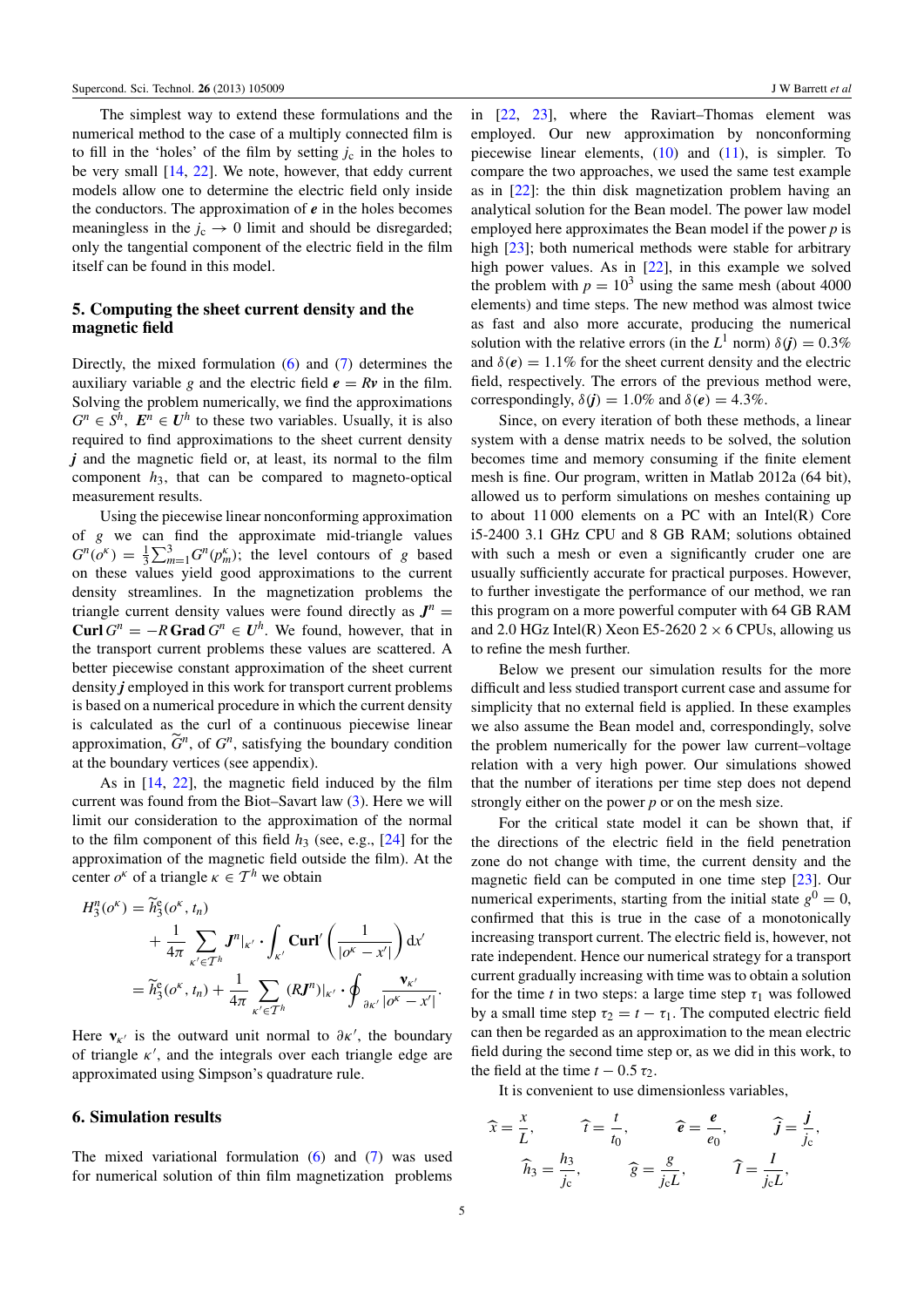The simplest way to extend these formulations and the numerical method to the case of a multiply connected film is to fill in the 'holes' of the film by setting $j_c$ in the holes to be very small [14, 22]. We note, however, that eddy current models allow one to determine the electric field only inside the conductors. The approximation of $\boldsymbol{e}$ in the holes becomes meaningless in the $j_c \to 0$ limit and should be disregarded; only the tangential component of the electric field in the film itself can be found in this model.

## 5. Computing the sheet current density and the magnetic field

Directly, the mixed formulation (6) and (7) determines the auxiliary variable $g$ and the electric field $\boldsymbol{e} = R\boldsymbol{v}$ in the film. Solving the problem numerically, we find the approximations $G^n \in S^h$, $\boldsymbol{E}^n \in \boldsymbol{U}^h$ to these two variables. Usually, it is also required to find approximations to the sheet current density $\boldsymbol{j}$ and the magnetic field or, at least, its normal to the film component $h_3$, that can be compared to magneto-optical measurement results.

Using the piecewise linear nonconforming approximation of $g$ we can find the approximate mid-triangle values $G^n(o^\kappa) = \frac{1}{3}\sum_{m=1}^{3} G^n(p_m^\kappa)$; the level contours of $g$ based on these values yield good approximations to the current density streamlines. In the magnetization problems the triangle current density values were found directly as $\boldsymbol{J}^n = \mathbf{Curl}\, G^n = -R\,\mathbf{Grad}\, G^n \in \boldsymbol{U}^h$. We found, however, that in the transport current problems these values are scattered. A better piecewise constant approximation of the sheet current density $\boldsymbol{j}$ employed in this work for transport current problems is based on a numerical procedure in which the current density is calculated as the curl of a continuous piecewise linear approximation, $\widetilde{G}^n$, of $G^n$, satisfying the boundary condition at the boundary vertices (see appendix).

As in [14, 22], the magnetic field induced by the film current was found from the Biot–Savart law (3). Here we will limit our consideration to the approximation of the normal to the film component of this field $h_3$ (see, e.g., [24] for the approximation of the magnetic field outside the film). At the center $o^\kappa$ of a triangle $\kappa \in \mathcal{T}^h$ we obtain

$$
\begin{aligned}
H_3^n(o^\kappa) &= \widetilde{h}_3^{\mathrm{e}}(o^\kappa, t_n) \\
&\quad + \frac{1}{4\pi} \sum_{\kappa' \in \mathcal{T}^h} \boldsymbol{J}^n|_{\kappa'} \cdot \int_{\kappa'} \mathbf{Curl}' \left( \frac{1}{|o^\kappa - x'|} \right) \mathrm{d}x' \\
&= \widetilde{h}_3^{\mathrm{e}}(o^\kappa, t_n) + \frac{1}{4\pi} \sum_{\kappa' \in \mathcal{T}^h} (R\boldsymbol{J}^n)|_{\kappa'} \cdot \oint_{\partial\kappa'} \frac{\boldsymbol{\nu}_{\kappa'}}{|o^\kappa - x'|}.
\end{aligned}
$$

Here $\boldsymbol{\nu}_{\kappa'}$ is the outward unit normal to $\partial\kappa'$, the boundary of triangle $\kappa'$, and the integrals over each triangle edge are approximated using Simpson's quadrature rule.

## 6. Simulation results

The mixed variational formulation (6) and (7) was used for numerical solution of thin film magnetization problems in [22, 23], where the Raviart–Thomas element was employed. Our new approximation by nonconforming piecewise linear elements, (10) and (11), is simpler. To compare the two approaches, we used the same test example as in [22]: the thin disk magnetization problem having an analytical solution for the Bean model. The power law model employed here approximates the Bean model if the power $p$ is high [23]; both numerical methods were stable for arbitrary high power values. As in [22], in this example we solved the problem with $p = 10^3$ using the same mesh (about 4000 elements) and time steps. The new method was almost twice as fast and also more accurate, producing the numerical solution with the relative errors (in the $L^1$ norm) $\delta(\boldsymbol{j}) = 0.3\%$ and $\delta(\boldsymbol{e}) = 1.1\%$ for the sheet current density and the electric field, respectively. The errors of the previous method were, correspondingly, $\delta(\boldsymbol{j}) = 1.0\%$ and $\delta(\boldsymbol{e}) = 4.3\%$.

Since, on every iteration of both these methods, a linear system with a dense matrix needs to be solved, the solution becomes time and memory consuming if the finite element mesh is fine. Our program, written in Matlab 2012a (64 bit), allowed us to perform simulations on meshes containing up to about 11 000 elements on a PC with an Intel(R) Core i5-2400 3.1 GHz CPU and 8 GB RAM; solutions obtained with such a mesh or even a significantly cruder one are usually sufficiently accurate for practical purposes. However, to further investigate the performance of our method, we ran this program on a more powerful computer with 64 GB RAM and 2.0 HGz Intel(R) Xeon E5-2620 $2 \times 6$ CPUs, allowing us to refine the mesh further.

Below we present our simulation results for the more difficult and less studied transport current case and assume for simplicity that no external field is applied. In these examples we also assume the Bean model and, correspondingly, solve the problem numerically for the power law current–voltage relation with a very high power. Our simulations showed that the number of iterations per time step does not depend strongly either on the power $p$ or on the mesh size.

For the critical state model it can be shown that, if the directions of the electric field in the field penetration zone do not change with time, the current density and the magnetic field can be computed in one time step [23]. Our numerical experiments, starting from the initial state $g^0 = 0$, confirmed that this is true in the case of a monotonically increasing transport current. The electric field is, however, not rate independent. Hence our numerical strategy for a transport current gradually increasing with time was to obtain a solution for the time $t$ in two steps: a large time step $\tau_1$ was followed by a small time step $\tau_2 = t - \tau_1$. The computed electric field can then be regarded as an approximation to the mean electric field during the second time step or, as we did in this work, to the field at the time $t - 0.5\,\tau_2$.

It is convenient to use dimensionless variables,

$$
\widehat{x} = \frac{x}{L}, \qquad \widehat{t} = \frac{t}{t_0}, \qquad \widehat{\boldsymbol{e}} = \frac{\boldsymbol{e}}{e_0}, \qquad \widehat{\boldsymbol{j}} = \frac{\boldsymbol{j}}{j_c},
$$

$$
\widehat{h}_3 = \frac{h_3}{j_c}, \qquad \widehat{g} = \frac{g}{j_c L}, \qquad \widehat{I} = \frac{I}{j_c L},
$$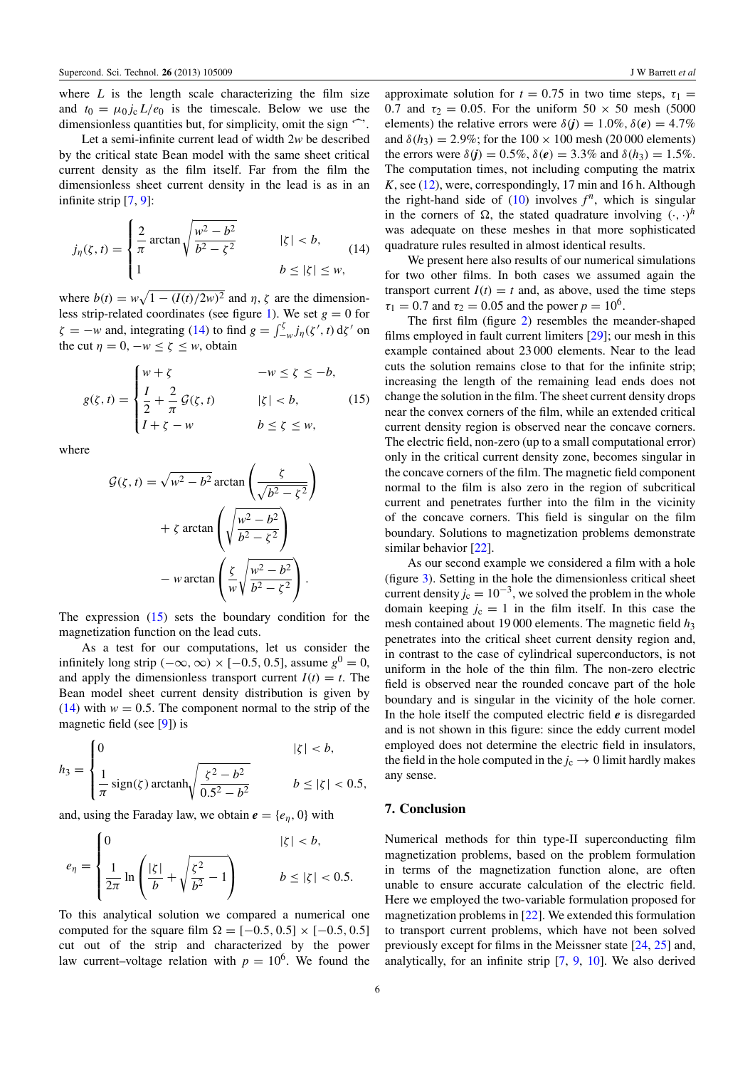where $L$ is the length scale characterizing the film size and $t_0 = \mu_0 j_c L/e_0$ is the timescale. Below we use the dimensionless quantities but, for simplicity, omit the sign '$\widehat{\ }$'.

Let a semi-infinite current lead of width $2w$ be described by the critical state Bean model with the same sheet critical current density as the film itself. Far from the film the dimensionless sheet current density in the lead is as in an infinite strip [7, 9]:

$$j_\eta(\zeta, t) = \begin{cases} \dfrac{2}{\pi} \arctan \sqrt{\dfrac{w^2 - b^2}{b^2 - \zeta^2}} & |\zeta| < b, \\ 1 & b \le |\zeta| \le w, \end{cases} \tag{14}$$

where $b(t) = w\sqrt{1 - (I(t)/2w)^2}$ and $\eta, \zeta$ are the dimensionless strip-related coordinates (see figure 1). We set $g = 0$ for $\zeta = -w$ and, integrating (14) to find $g = \int_{-w}^{\zeta} j_\eta(\zeta', t)\, d\zeta'$ on the cut $\eta = 0$, $-w \le \zeta \le w$, obtain

$$g(\zeta, t) = \begin{cases} w + \zeta & -w \le \zeta \le -b, \\ \dfrac{I}{2} + \dfrac{2}{\pi}\mathcal{G}(\zeta, t) & |\zeta| < b, \\ I + \zeta - w & b \le \zeta \le w, \end{cases} \tag{15}$$

where

$$\mathcal{G}(\zeta, t) = \sqrt{w^2 - b^2} \arctan\left(\frac{\zeta}{\sqrt{b^2 - \zeta^2}}\right) + \zeta \arctan\left(\sqrt{\frac{w^2 - b^2}{b^2 - \zeta^2}}\right) - w \arctan\left(\frac{\zeta}{w}\sqrt{\frac{w^2 - b^2}{b^2 - \zeta^2}}\right).$$

The expression (15) sets the boundary condition for the magnetization function on the lead cuts.

As a test for our computations, let us consider the infinitely long strip $(-\infty, \infty) \times [-0.5, 0.5]$, assume $g^0 = 0$, and apply the dimensionless transport current $I(t) = t$. The Bean model sheet current density distribution is given by (14) with $w = 0.5$. The component normal to the strip of the magnetic field (see [9]) is

$$h_3 = \begin{cases} 0 & |\zeta| < b, \\ \dfrac{1}{\pi} \operatorname{sign}(\zeta) \operatorname{arctanh} \sqrt{\dfrac{\zeta^2 - b^2}{0.5^2 - b^2}} & b \le |\zeta| < 0.5, \end{cases}$$

and, using the Faraday law, we obtain $\boldsymbol{e} = \{e_\eta, 0\}$ with

$$e_\eta = \begin{cases} 0 & |\zeta| < b, \\ \dfrac{1}{2\pi} \ln\left(\dfrac{|\zeta|}{b} + \sqrt{\dfrac{\zeta^2}{b^2} - 1}\right) & b \le |\zeta| < 0.5. \end{cases}$$

To this analytical solution we compared a numerical one computed for the square film $\Omega = [-0.5, 0.5] \times [-0.5, 0.5]$ cut out of the strip and characterized by the power law current–voltage relation with $p = 10^6$. We found the approximate solution for $t = 0.75$ in two time steps, $\tau_1 = 0.7$ and $\tau_2 = 0.05$. For the uniform $50 \times 50$ mesh (5000 elements) the relative errors were $\delta(\boldsymbol{j}) = 1.0\%$, $\delta(\boldsymbol{e}) = 4.7\%$ and $\delta(h_3) = 2.9\%$; for the $100 \times 100$ mesh (20 000 elements) the errors were $\delta(\boldsymbol{j}) = 0.5\%$, $\delta(\boldsymbol{e}) = 3.3\%$ and $\delta(h_3) = 1.5\%$. The computation times, not including computing the matrix $K$, see (12), were, correspondingly, 17 min and 16 h. Although the right-hand side of (10) involves $f^n$, which is singular in the corners of $\Omega$, the stated quadrature involving $(\cdot, \cdot)^h$ was adequate on these meshes in that more sophisticated quadrature rules resulted in almost identical results.

We present here also results of our numerical simulations for two other films. In both cases we assumed again the transport current $I(t) = t$ and, as above, used the time steps $\tau_1 = 0.7$ and $\tau_2 = 0.05$ and the power $p = 10^6$.

The first film (figure 2) resembles the meander-shaped films employed in fault current limiters [29]; our mesh in this example contained about 23 000 elements. Near to the lead cuts the solution remains close to that for the infinite strip; increasing the length of the remaining lead ends does not change the solution in the film. The sheet current density drops near the convex corners of the film, while an extended critical current density region is observed near the concave corners. The electric field, non-zero (up to a small computational error) only in the critical current density zone, becomes singular in the concave corners of the film. The magnetic field component normal to the film is also zero in the region of subcritical current and penetrates further into the film in the vicinity of the concave corners. This field is singular on the film boundary. Solutions to magnetization problems demonstrate similar behavior [22].

As our second example we considered a film with a hole (figure 3). Setting in the hole the dimensionless critical sheet current density $j_c = 10^{-3}$, we solved the problem in the whole domain keeping $j_c = 1$ in the film itself. In this case the mesh contained about 19 000 elements. The magnetic field $h_3$ penetrates into the critical sheet current density region and, in contrast to the case of cylindrical superconductors, is not uniform in the hole of the thin film. The non-zero electric field is observed near the rounded concave part of the film boundary and is singular in the vicinity of the hole corner. In the hole itself the computed electric field $\boldsymbol{e}$ is disregarded and is not shown in this figure: since the eddy current model employed does not determine the electric field in insulators, the field in the hole computed in the $j_c \to 0$ limit hardly makes any sense.

## 7. Conclusion

Numerical methods for thin type-II superconducting film magnetization problems, based on the problem formulation in terms of the magnetization function alone, are often unable to ensure accurate calculation of the electric field. Here we employed the two-variable formulation proposed for magnetization problems in [22]. We extended this formulation to transport current problems, which have not been solved previously except for films in the Meissner state [24, 25] and, analytically, for an infinite strip [7, 9, 10]. We also derived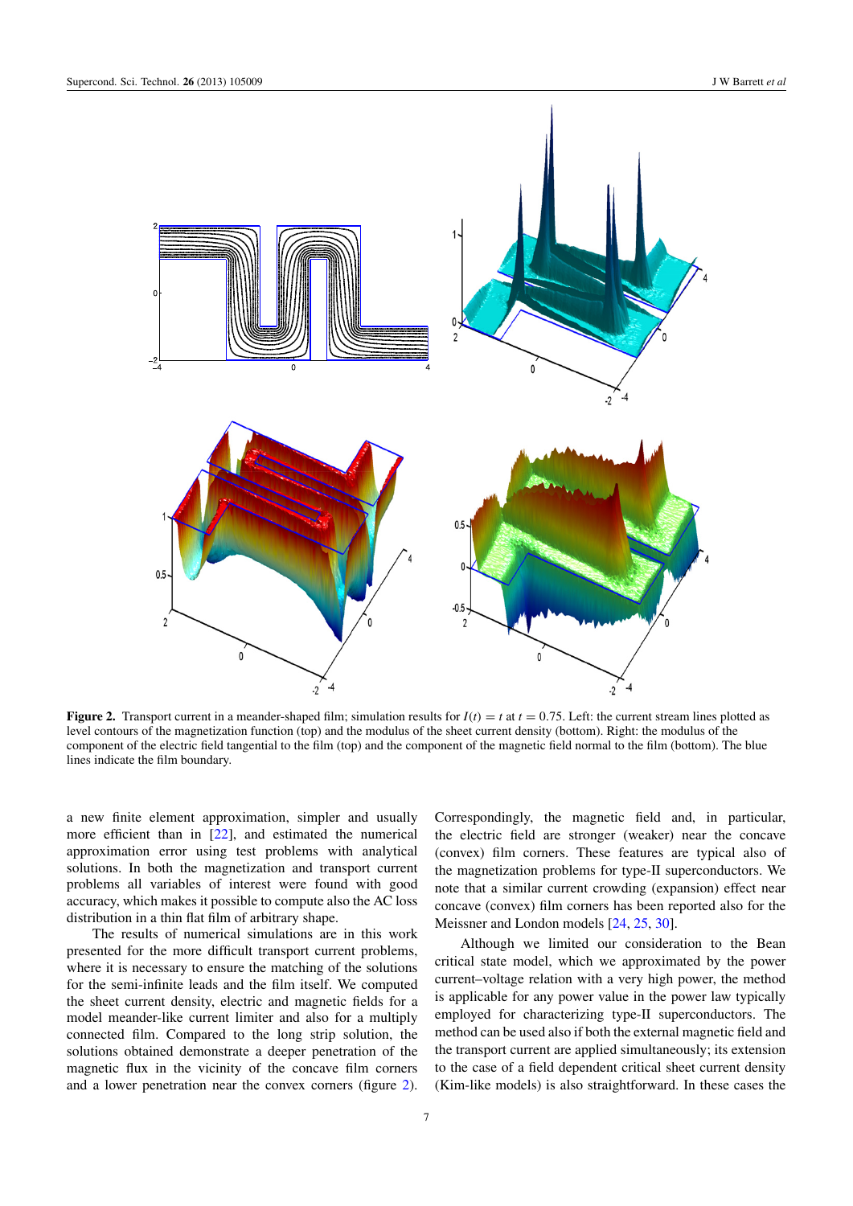**Figure 2.** Transport current in a meander-shaped film; simulation results for $I(t) = t$ at $t = 0.75$. Left: the current stream lines plotted as level contours of the magnetization function (top) and the modulus of the sheet current density (bottom). Right: the modulus of the component of the electric field tangential to the film (top) and the component of the magnetic field normal to the film (bottom). The blue lines indicate the film boundary.

a new finite element approximation, simpler and usually more efficient than in [22], and estimated the numerical approximation error using test problems with analytical solutions. In both the magnetization and transport current problems all variables of interest were found with good accuracy, which makes it possible to compute also the AC loss distribution in a thin flat film of arbitrary shape.

The results of numerical simulations are in this work presented for the more difficult transport current problems, where it is necessary to ensure the matching of the solutions for the semi-infinite leads and the film itself. We computed the sheet current density, electric and magnetic fields for a model meander-like current limiter and also for a multiply connected film. Compared to the long strip solution, the solutions obtained demonstrate a deeper penetration of the magnetic flux in the vicinity of the concave film corners and a lower penetration near the convex corners (figure 2). Correspondingly, the magnetic field and, in particular, the electric field are stronger (weaker) near the concave (convex) film corners. These features are typical also of the magnetization problems for type-II superconductors. We note that a similar current crowding (expansion) effect near concave (convex) film corners has been reported also for the Meissner and London models [24, 25, 30].

Although we limited our consideration to the Bean critical state model, which we approximated by the power current–voltage relation with a very high power, the method is applicable for any power value in the power law typically employed for characterizing type-II superconductors. The method can be used also if both the external magnetic field and the transport current are applied simultaneously; its extension to the case of a field dependent critical sheet current density (Kim-like models) is also straightforward. In these cases the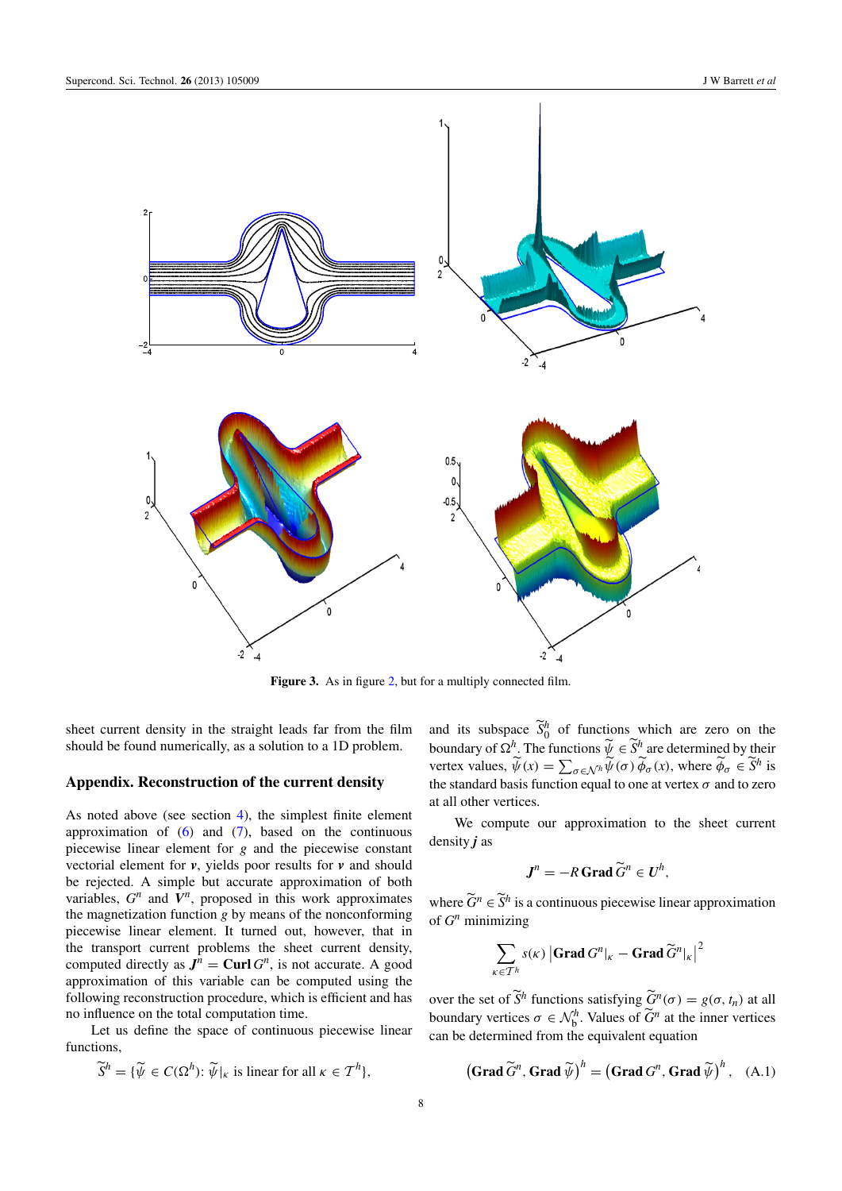**Figure 3.** As in figure 2, but for a multiply connected film.

sheet current density in the straight leads far from the film should be found numerically, as a solution to a 1D problem.

## Appendix. Reconstruction of the current density

As noted above (see section 4), the simplest finite element approximation of (6) and (7), based on the continuous piecewise linear element for $g$ and the piecewise constant vectorial element for $\boldsymbol{v}$, yields poor results for $\boldsymbol{v}$ and should be rejected. A simple but accurate approximation of both variables, $G^n$ and $\boldsymbol{V}^n$, proposed in this work approximates the magnetization function $g$ by means of the nonconforming piecewise linear element. It turned out, however, that in the transport current problems the sheet current density, computed directly as $\boldsymbol{J}^n = \mathbf{Curl}\, G^n$, is not accurate. A good approximation of this variable can be computed using the following reconstruction procedure, which is efficient and has no influence on the total computation time.

Let us define the space of continuous piecewise linear functions,

$$\widetilde{S}^h = \{\widetilde{\psi} \in C(\Omega^h)\colon \widetilde{\psi}|_\kappa \text{ is linear for all } \kappa \in \mathcal{T}^h\},$$

and its subspace $\widetilde{S}^h_0$ of functions which are zero on the boundary of $\Omega^h$. The functions $\widetilde{\psi} \in \widetilde{S}^h$ are determined by their vertex values, $\widetilde{\psi}(x) = \sum_{\sigma \in \mathcal{N}^h} \widetilde{\psi}(\sigma)\, \widetilde{\phi}_\sigma(x)$, where $\widetilde{\phi}_\sigma \in \widetilde{S}^h$ is the standard basis function equal to one at vertex $\sigma$ and to zero at all other vertices.

We compute our approximation to the sheet current density $\boldsymbol{j}$ as

$$\boldsymbol{J}^n = -R\, \mathbf{Grad}\, \widetilde{G}^n \in \boldsymbol{U}^h,$$

where $\widetilde{G}^n \in \widetilde{S}^h$ is a continuous piecewise linear approximation of $G^n$ minimizing

$$\sum_{\kappa \in \mathcal{T}^h} s(\kappa) \left| \mathbf{Grad}\, G^n|_\kappa - \mathbf{Grad}\, \widetilde{G}^n|_\kappa \right|^2$$

over the set of $\widetilde{S}^h$ functions satisfying $\widetilde{G}^n(\sigma) = g(\sigma, t_n)$ at all boundary vertices $\sigma \in \mathcal{N}^h_{\mathrm{b}}$. Values of $\widetilde{G}^n$ at the inner vertices can be determined from the equivalent equation

$$\left(\mathbf{Grad}\, \widetilde{G}^n, \mathbf{Grad}\, \widetilde{\psi}\right)^h = \left(\mathbf{Grad}\, G^n, \mathbf{Grad}\, \widetilde{\psi}\right)^h, \quad \text{(A.1)}$$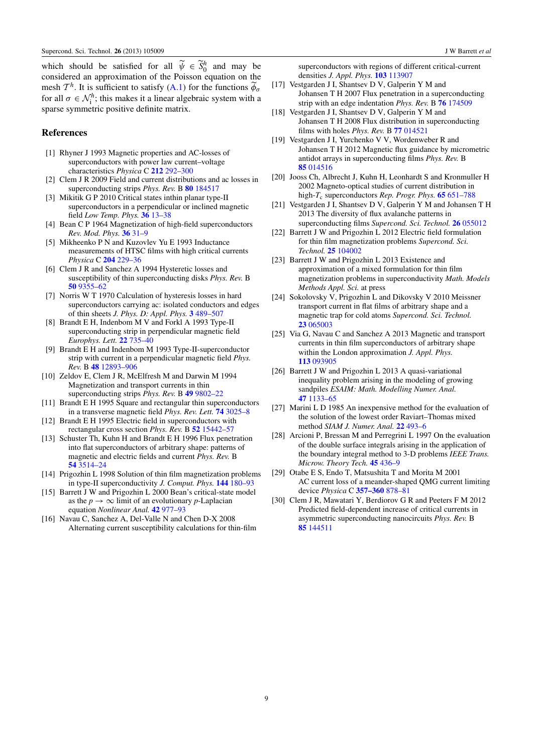which should be satisfied for all $\widetilde{\psi} \in \widetilde{S}_0^h$ and may be considered an approximation of the Poisson equation on the mesh $\mathcal{T}^h$. It is sufficient to satisfy (A.1) for the functions $\widetilde{\phi}_\sigma$ for all $\sigma \in \mathcal{N}_i^h$; this makes it a linear algebraic system with a sparse symmetric positive definite matrix.

## References

[1] Rhyner J 1993 Magnetic properties and AC-losses of superconductors with power law current–voltage characteristics *Physica* C **212** 292–300

[2] Clem J R 2009 Field and current distributions and ac losses in superconducting strips *Phys. Rev.* B **80** 184517

[3] Mikitik G P 2010 Critical states inthin planar type-II superconductors in a perpendicular or inclined magnetic field *Low Temp. Phys.* **36** 13–38

[4] Bean C P 1964 Magnetization of high-field superconductors *Rev. Mod. Phys.* **36** 31–9

[5] Mikheenko P N and Kuzovlev Yu E 1993 Inductance measurements of HTSC films with high critical currents *Physica* C **204** 229–36

[6] Clem J R and Sanchez A 1994 Hysteretic losses and susceptibility of thin superconducting disks *Phys. Rev.* B **50** 9355–62

[7] Norris W T 1970 Calculation of hysteresis losses in hard superconductors carrying ac: isolated conductors and edges of thin sheets *J. Phys. D: Appl. Phys.* **3** 489–507

[8] Brandt E H, Indenbom M V and Forkl A 1993 Type-II superconducting strip in perpendicular magnetic field *Europhys. Lett.* **22** 735–40

[9] Brandt E H and Indenbom M 1993 Type-II-superconductor strip with current in a perpendicular magnetic field *Phys. Rev.* B **48** 12893–906

[10] Zeldov E, Clem J R, McElfresh M and Darwin M 1994 Magnetization and transport currents in thin superconducting strips *Phys. Rev.* B **49** 9802–22

[11] Brandt E H 1995 Square and rectangular thin superconductors in a transverse magnetic field *Phys. Rev. Lett.* **74** 3025–8

[12] Brandt E H 1995 Electric field in superconductors with rectangular cross section *Phys. Rev.* B **52** 15442–57

[13] Schuster Th, Kuhn H and Brandt E H 1996 Flux penetration into flat superconductors of arbitrary shape: patterns of magnetic and electric fields and current *Phys. Rev.* B **54** 3514–24

[14] Prigozhin L 1998 Solution of thin film magnetization problems in type-II superconductivity *J. Comput. Phys.* **144** 180–93

[15] Barrett J W and Prigozhin L 2000 Bean's critical-state model as the $p \to \infty$ limit of an evolutionary $p$-Laplacian equation *Nonlinear Anal.* **42** 977–93

[16] Navau C, Sanchez A, Del-Valle N and Chen D-X 2008 Alternating current susceptibility calculations for thin-film superconductors with regions of different critical-current densities *J. Appl. Phys.* **103** 113907

[17] Vestgarden J I, Shantsev D V, Galperin Y M and Johansen T H 2007 Flux penetration in a superconducting strip with an edge indentation *Phys. Rev.* B **76** 174509

[18] Vestgarden J I, Shantsev D V, Galperin Y M and Johansen T H 2008 Flux distribution in superconducting films with holes *Phys. Rev.* B **77** 014521

[19] Vestgarden J I, Yurchenko V V, Wordenweber R and Johansen T H 2012 Magnetic flux guidance by micrometric antidot arrays in superconducting films *Phys. Rev.* B **85** 014516

[20] Jooss Ch, Albrecht J, Kuhn H, Leonhardt S and Kronmuller H 2002 Magneto-optical studies of current distribution in high-$T_c$ superconductors *Rep. Progr. Phys.* **65** 651–788

[21] Vestgarden J I, Shantsev D V, Galperin Y M and Johansen T H 2013 The diversity of flux avalanche patterns in superconducting films *Supercond. Sci. Technol.* **26** 055012

[22] Barrett J W and Prigozhin L 2012 Electric field formulation for thin film magnetization problems *Supercond. Sci. Technol.* **25** 104002

[23] Barrett J W and Prigozhin L 2013 Existence and approximation of a mixed formulation for thin film magnetization problems in superconductivity *Math. Models Methods Appl. Sci.* at press

[24] Sokolovsky V, Prigozhin L and Dikovsky V 2010 Meissner transport current in flat films of arbitrary shape and a magnetic trap for cold atoms *Supercond. Sci. Technol.* **23** 065003

[25] Via G, Navau C and Sanchez A 2013 Magnetic and transport currents in thin film superconductors of arbitrary shape within the London approximation *J. Appl. Phys.* **113** 093905

[26] Barrett J W and Prigozhin L 2013 A quasi-variational inequality problem arising in the modeling of growing sandpiles *ESAIM: Math. Modelling Numer. Anal.* **47** 1133–65

[27] Marini L D 1985 An inexpensive method for the evaluation of the solution of the lowest order Raviart–Thomas mixed method *SIAM J. Numer. Anal.* **22** 493–6

[28] Arcioni P, Bressan M and Perregrini L 1997 On the evaluation of the double surface integrals arising in the application of the boundary integral method to 3-D problems *IEEE Trans. Microw. Theory Tech.* **45** 436–9

[29] Otabe E S, Endo T, Matsushita T and Morita M 2001 AC current loss of a meander-shaped QMG current limiting device *Physica* C **357–360** 878–81

[30] Clem J R, Mawatari Y, Berdiorov G R and Peeters F M 2012 Predicted field-dependent increase of critical currents in asymmetric superconducting nanocircuits *Phys. Rev.* B **85** 144511